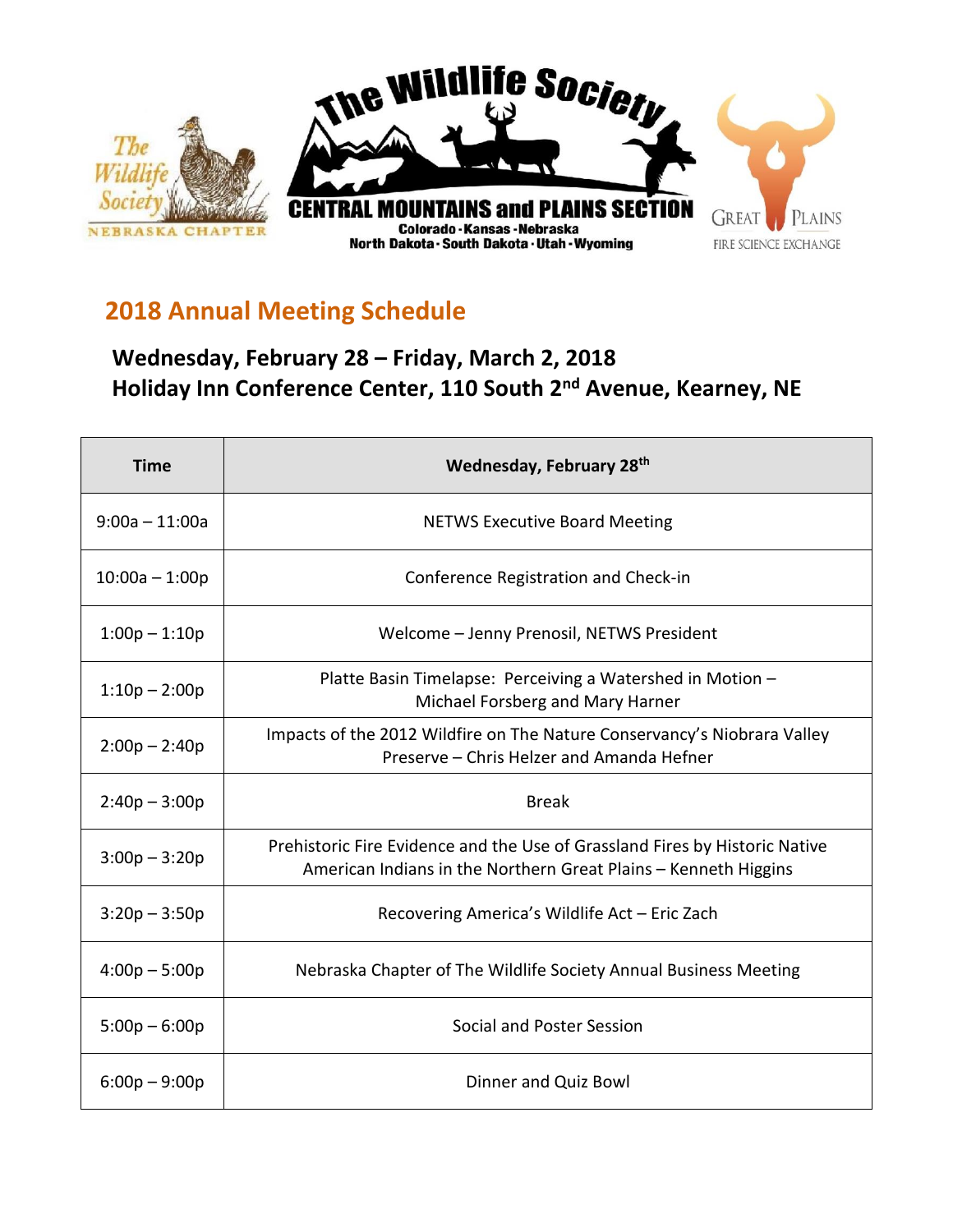The Wildlife Society Nebraska Chapter

The Wildlife Society
CENTRAL MOUNTAINS and PLAINS SECTION
Colorado · Kansas · Nebraska
North Dakota · South Dakota · Utah · Wyoming

Great Plains Fire Science Exchange

## 2018 Annual Meeting Schedule

### Wednesday, February 28 – Friday, March 2, 2018
### Holiday Inn Conference Center, 110 South 2nd Avenue, Kearney, NE

| Time | Wednesday, February 28th |
|---|---|
| 9:00a – 11:00a | NETWS Executive Board Meeting |
| 10:00a – 1:00p | Conference Registration and Check-in |
| 1:00p – 1:10p | Welcome – Jenny Prenosil, NETWS President |
| 1:10p – 2:00p | Platte Basin Timelapse: Perceiving a Watershed in Motion – Michael Forsberg and Mary Harner |
| 2:00p – 2:40p | Impacts of the 2012 Wildfire on The Nature Conservancy's Niobrara Valley Preserve – Chris Helzer and Amanda Hefner |
| 2:40p – 3:00p | Break |
| 3:00p – 3:20p | Prehistoric Fire Evidence and the Use of Grassland Fires by Historic Native American Indians in the Northern Great Plains – Kenneth Higgins |
| 3:20p – 3:50p | Recovering America's Wildlife Act – Eric Zach |
| 4:00p – 5:00p | Nebraska Chapter of The Wildlife Society Annual Business Meeting |
| 5:00p – 6:00p | Social and Poster Session |
| 6:00p – 9:00p | Dinner and Quiz Bowl |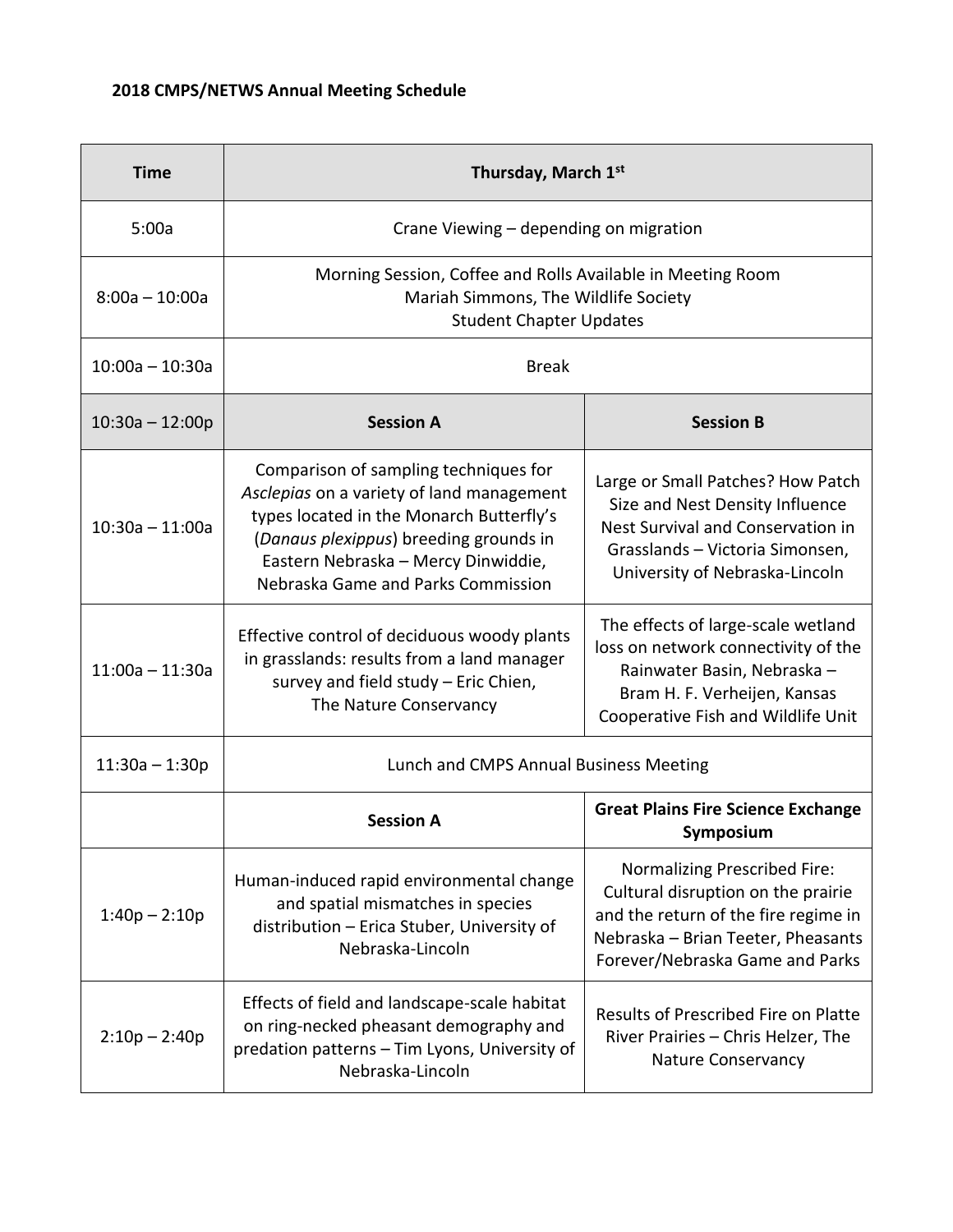**2018 CMPS/NETWS Annual Meeting Schedule**

| Time | Thursday, March 1st | |
|---|---|---|
| 5:00a | Crane Viewing – depending on migration | |
| 8:00a – 10:00a | Morning Session, Coffee and Rolls Available in Meeting Room<br>Mariah Simmons, The Wildlife Society<br>Student Chapter Updates | |
| 10:00a – 10:30a | Break | |
| 10:30a – 12:00p | **Session A** | **Session B** |
| 10:30a – 11:00a | Comparison of sampling techniques for *Asclepias* on a variety of land management types located in the Monarch Butterfly's (*Danaus plexippus*) breeding grounds in Eastern Nebraska – Mercy Dinwiddie, Nebraska Game and Parks Commission | Large or Small Patches? How Patch Size and Nest Density Influence Nest Survival and Conservation in Grasslands – Victoria Simonsen, University of Nebraska-Lincoln |
| 11:00a – 11:30a | Effective control of deciduous woody plants in grasslands: results from a land manager survey and field study – Eric Chien, The Nature Conservancy | The effects of large-scale wetland loss on network connectivity of the Rainwater Basin, Nebraska – Bram H. F. Verheijen, Kansas Cooperative Fish and Wildlife Unit |
| 11:30a – 1:30p | Lunch and CMPS Annual Business Meeting | |
| | **Session A** | **Great Plains Fire Science Exchange Symposium** |
| 1:40p – 2:10p | Human-induced rapid environmental change and spatial mismatches in species distribution – Erica Stuber, University of Nebraska-Lincoln | Normalizing Prescribed Fire: Cultural disruption on the prairie and the return of the fire regime in Nebraska – Brian Teeter, Pheasants Forever/Nebraska Game and Parks |
| 2:10p – 2:40p | Effects of field and landscape-scale habitat on ring-necked pheasant demography and predation patterns – Tim Lyons, University of Nebraska-Lincoln | Results of Prescribed Fire on Platte River Prairies – Chris Helzer, The Nature Conservancy |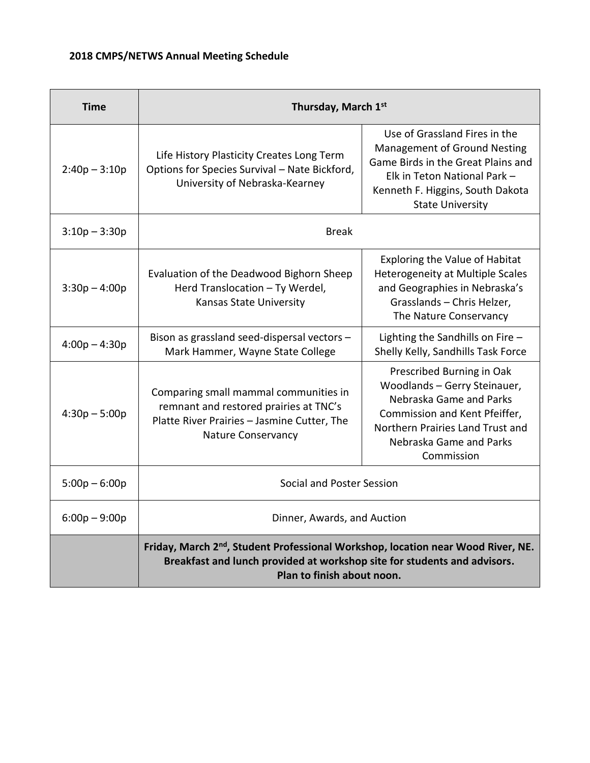**2018 CMPS/NETWS Annual Meeting Schedule**

| Time | Thursday, March 1st | |
|---|---|---|
| 2:40p – 3:10p | Life History Plasticity Creates Long Term Options for Species Survival – Nate Bickford, University of Nebraska-Kearney | Use of Grassland Fires in the Management of Ground Nesting Game Birds in the Great Plains and Elk in Teton National Park – Kenneth F. Higgins, South Dakota State University |
| 3:10p – 3:30p | Break | |
| 3:30p – 4:00p | Evaluation of the Deadwood Bighorn Sheep Herd Translocation – Ty Werdel, Kansas State University | Exploring the Value of Habitat Heterogeneity at Multiple Scales and Geographies in Nebraska's Grasslands – Chris Helzer, The Nature Conservancy |
| 4:00p – 4:30p | Bison as grassland seed-dispersal vectors – Mark Hammer, Wayne State College | Lighting the Sandhills on Fire – Shelly Kelly, Sandhills Task Force |
| 4:30p – 5:00p | Comparing small mammal communities in remnant and restored prairies at TNC's Platte River Prairies – Jasmine Cutter, The Nature Conservancy | Prescribed Burning in Oak Woodlands – Gerry Steinauer, Nebraska Game and Parks Commission and Kent Pfeiffer, Northern Prairies Land Trust and Nebraska Game and Parks Commission |
| 5:00p – 6:00p | Social and Poster Session | |
| 6:00p – 9:00p | Dinner, Awards, and Auction | |
| | **Friday, March 2nd, Student Professional Workshop, location near Wood River, NE. Breakfast and lunch provided at workshop site for students and advisors. Plan to finish about noon.** | |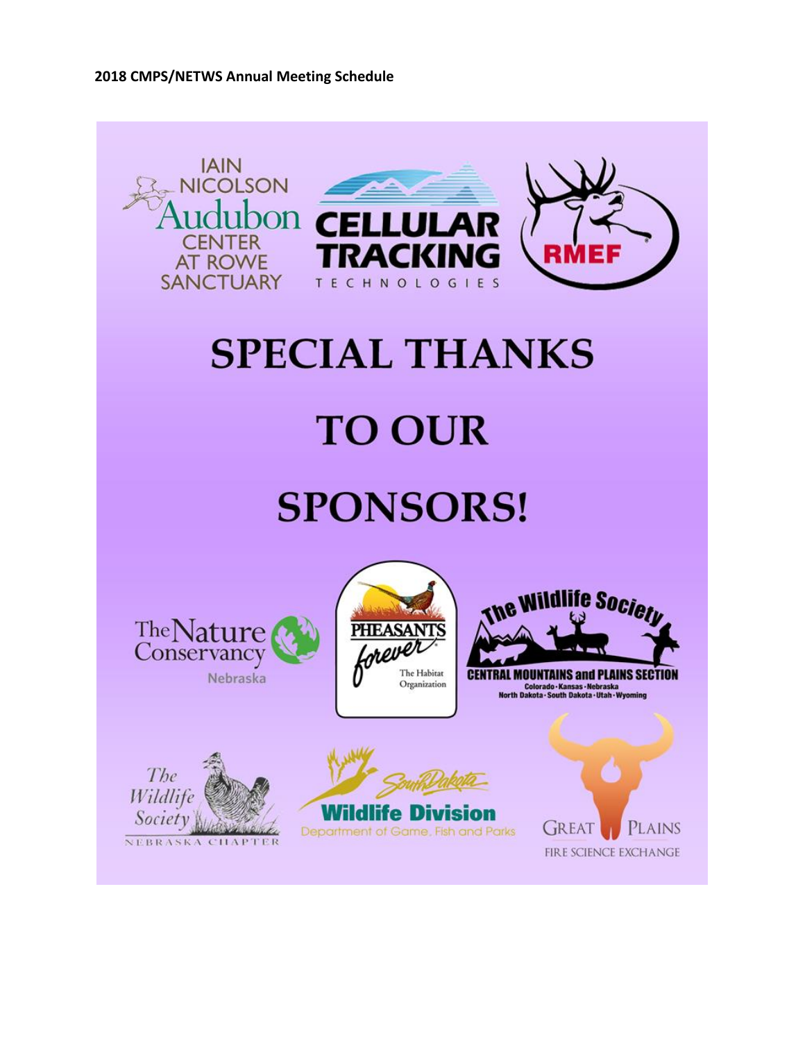**2018 CMPS/NETWS Annual Meeting Schedule**

IAIN NICOLSON Audubon CENTER AT ROWE SANCTUARY

CELLULAR TRACKING TECHNOLOGIES

RMEF

# SPECIAL THANKS TO OUR SPONSORS!

The Nature Conservancy Nebraska

PHEASANTS forever The Habitat Organization

The Wildlife Society CENTRAL MOUNTAINS and PLAINS SECTION Colorado · Kansas · Nebraska North Dakota · South Dakota · Utah · Wyoming

The Wildlife Society NEBRASKA CHAPTER

South Dakota Wildlife Division Department of Game, Fish and Parks

GREAT PLAINS FIRE SCIENCE EXCHANGE